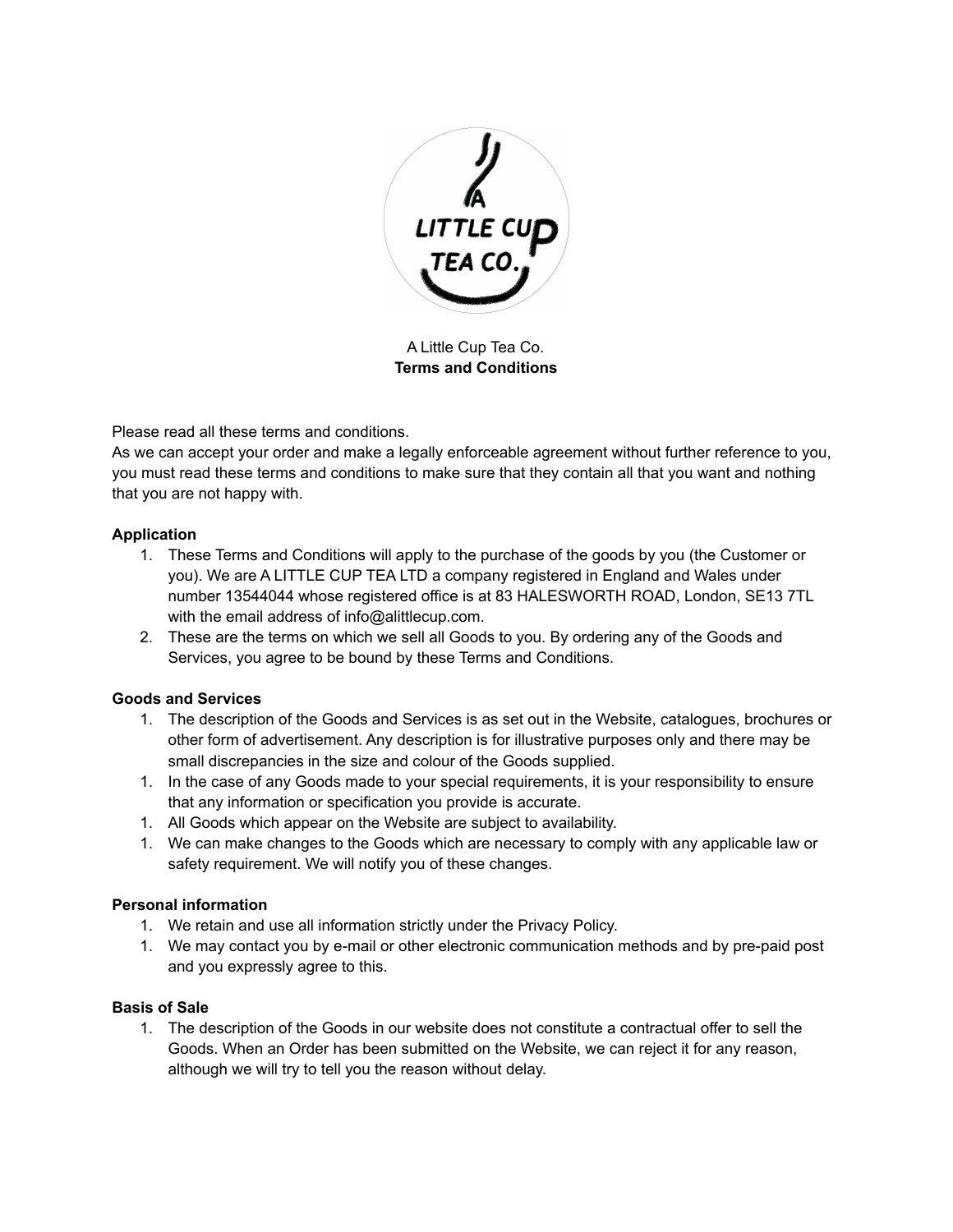A Little Cup Tea Co.

# Terms and Conditions

Please read all these terms and conditions.

As we can accept your order and make a legally enforceable agreement without further reference to you, you must read these terms and conditions to make sure that they contain all that you want and nothing that you are not happy with.

### Application

1. These Terms and Conditions will apply to the purchase of the goods by you (the Customer or you). We are A LITTLE CUP TEA LTD a company registered in England and Wales under number 13544044 whose registered office is at 83 HALESWORTH ROAD, London, SE13 7TL with the email address of info@alittlecup.com.
2. These are the terms on which we sell all Goods to you. By ordering any of the Goods and Services, you agree to be bound by these Terms and Conditions.

### Goods and Services

1. The description of the Goods and Services is as set out in the Website, catalogues, brochures or other form of advertisement. Any description is for illustrative purposes only and there may be small discrepancies in the size and colour of the Goods supplied.
1. In the case of any Goods made to your special requirements, it is your responsibility to ensure that any information or specification you provide is accurate.
1. All Goods which appear on the Website are subject to availability.
1. We can make changes to the Goods which are necessary to comply with any applicable law or safety requirement. We will notify you of these changes.

### Personal information

1. We retain and use all information strictly under the Privacy Policy.
1. We may contact you by e-mail or other electronic communication methods and by pre-paid post and you expressly agree to this.

### Basis of Sale

1. The description of the Goods in our website does not constitute a contractual offer to sell the Goods. When an Order has been submitted on the Website, we can reject it for any reason, although we will try to tell you the reason without delay.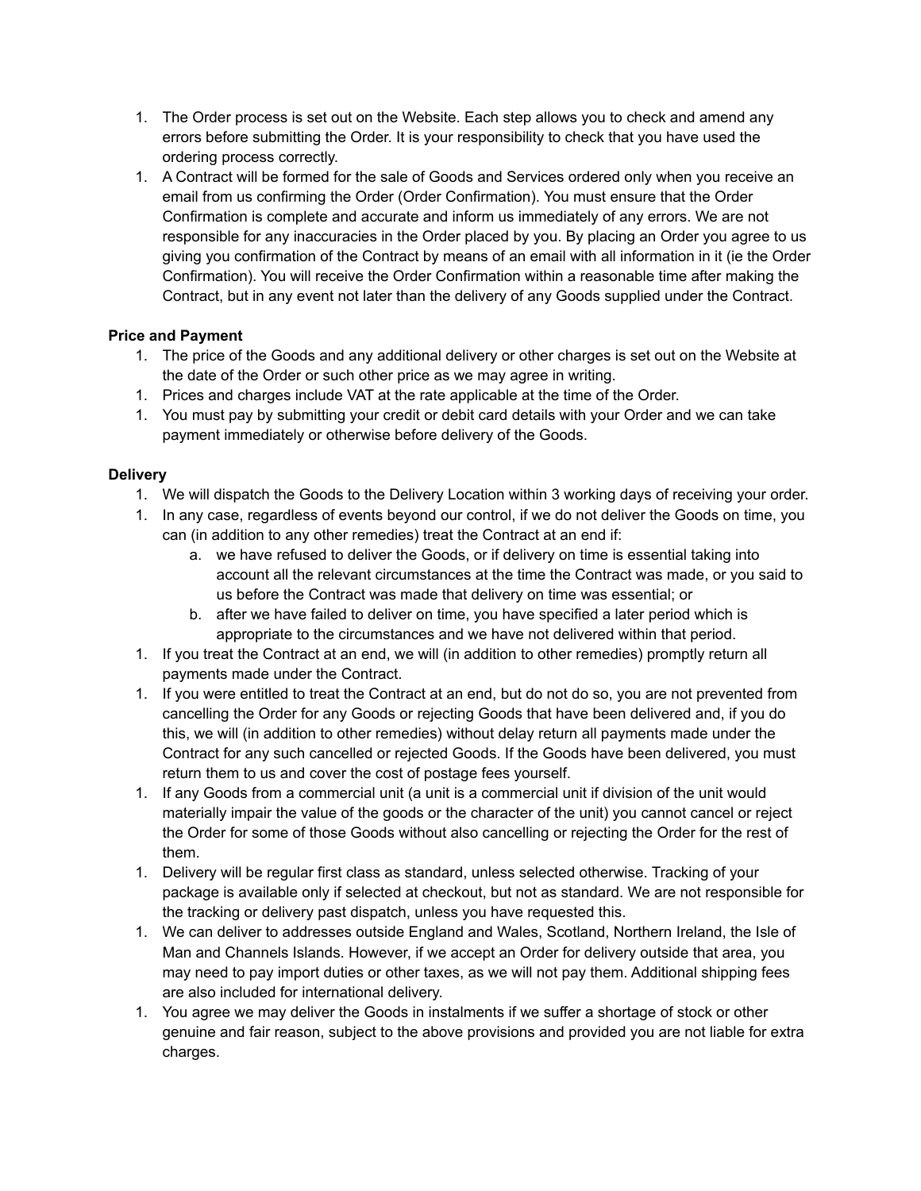1. The Order process is set out on the Website. Each step allows you to check and amend any errors before submitting the Order. It is your responsibility to check that you have used the ordering process correctly.
1. A Contract will be formed for the sale of Goods and Services ordered only when you receive an email from us confirming the Order (Order Confirmation). You must ensure that the Order Confirmation is complete and accurate and inform us immediately of any errors. We are not responsible for any inaccuracies in the Order placed by you. By placing an Order you agree to us giving you confirmation of the Contract by means of an email with all information in it (ie the Order Confirmation). You will receive the Order Confirmation within a reasonable time after making the Contract, but in any event not later than the delivery of any Goods supplied under the Contract.

**Price and Payment**

1. The price of the Goods and any additional delivery or other charges is set out on the Website at the date of the Order or such other price as we may agree in writing.
1. Prices and charges include VAT at the rate applicable at the time of the Order.
1. You must pay by submitting your credit or debit card details with your Order and we can take payment immediately or otherwise before delivery of the Goods.

**Delivery**

1. We will dispatch the Goods to the Delivery Location within 3 working days of receiving your order.
1. In any case, regardless of events beyond our control, if we do not deliver the Goods on time, you can (in addition to any other remedies) treat the Contract at an end if:
    a. we have refused to deliver the Goods, or if delivery on time is essential taking into account all the relevant circumstances at the time the Contract was made, or you said to us before the Contract was made that delivery on time was essential; or
    b. after we have failed to deliver on time, you have specified a later period which is appropriate to the circumstances and we have not delivered within that period.
1. If you treat the Contract at an end, we will (in addition to other remedies) promptly return all payments made under the Contract.
1. If you were entitled to treat the Contract at an end, but do not do so, you are not prevented from cancelling the Order for any Goods or rejecting Goods that have been delivered and, if you do this, we will (in addition to other remedies) without delay return all payments made under the Contract for any such cancelled or rejected Goods. If the Goods have been delivered, you must return them to us and cover the cost of postage fees yourself.
1. If any Goods from a commercial unit (a unit is a commercial unit if division of the unit would materially impair the value of the goods or the character of the unit) you cannot cancel or reject the Order for some of those Goods without also cancelling or rejecting the Order for the rest of them.
1. Delivery will be regular first class as standard, unless selected otherwise. Tracking of your package is available only if selected at checkout, but not as standard. We are not responsible for the tracking or delivery past dispatch, unless you have requested this.
1. We can deliver to addresses outside England and Wales, Scotland, Northern Ireland, the Isle of Man and Channels Islands. However, if we accept an Order for delivery outside that area, you may need to pay import duties or other taxes, as we will not pay them. Additional shipping fees are also included for international delivery.
1. You agree we may deliver the Goods in instalments if we suffer a shortage of stock or other genuine and fair reason, subject to the above provisions and provided you are not liable for extra charges.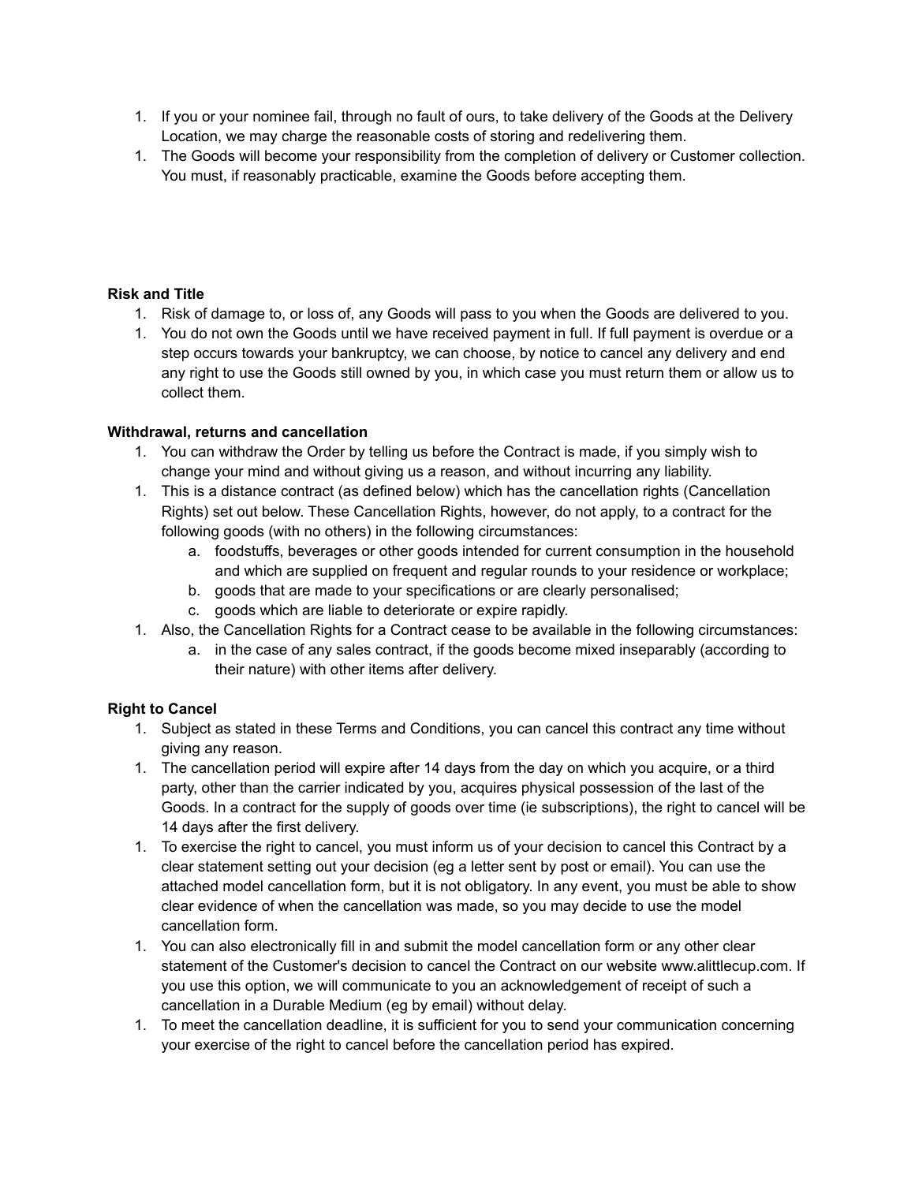1. If you or your nominee fail, through no fault of ours, to take delivery of the Goods at the Delivery Location, we may charge the reasonable costs of storing and redelivering them.
1. The Goods will become your responsibility from the completion of delivery or Customer collection. You must, if reasonably practicable, examine the Goods before accepting them.

**Risk and Title**

1. Risk of damage to, or loss of, any Goods will pass to you when the Goods are delivered to you.
1. You do not own the Goods until we have received payment in full. If full payment is overdue or a step occurs towards your bankruptcy, we can choose, by notice to cancel any delivery and end any right to use the Goods still owned by you, in which case you must return them or allow us to collect them.

**Withdrawal, returns and cancellation**

1. You can withdraw the Order by telling us before the Contract is made, if you simply wish to change your mind and without giving us a reason, and without incurring any liability.
1. This is a distance contract (as defined below) which has the cancellation rights (Cancellation Rights) set out below. These Cancellation Rights, however, do not apply, to a contract for the following goods (with no others) in the following circumstances:
    a. foodstuffs, beverages or other goods intended for current consumption in the household and which are supplied on frequent and regular rounds to your residence or workplace;
    b. goods that are made to your specifications or are clearly personalised;
    c. goods which are liable to deteriorate or expire rapidly.
1. Also, the Cancellation Rights for a Contract cease to be available in the following circumstances:
    a. in the case of any sales contract, if the goods become mixed inseparably (according to their nature) with other items after delivery.

**Right to Cancel**

1. Subject as stated in these Terms and Conditions, you can cancel this contract any time without giving any reason.
1. The cancellation period will expire after 14 days from the day on which you acquire, or a third party, other than the carrier indicated by you, acquires physical possession of the last of the Goods. In a contract for the supply of goods over time (ie subscriptions), the right to cancel will be 14 days after the first delivery.
1. To exercise the right to cancel, you must inform us of your decision to cancel this Contract by a clear statement setting out your decision (eg a letter sent by post or email). You can use the attached model cancellation form, but it is not obligatory. In any event, you must be able to show clear evidence of when the cancellation was made, so you may decide to use the model cancellation form.
1. You can also electronically fill in and submit the model cancellation form or any other clear statement of the Customer's decision to cancel the Contract on our website www.alittlecup.com. If you use this option, we will communicate to you an acknowledgement of receipt of such a cancellation in a Durable Medium (eg by email) without delay.
1. To meet the cancellation deadline, it is sufficient for you to send your communication concerning your exercise of the right to cancel before the cancellation period has expired.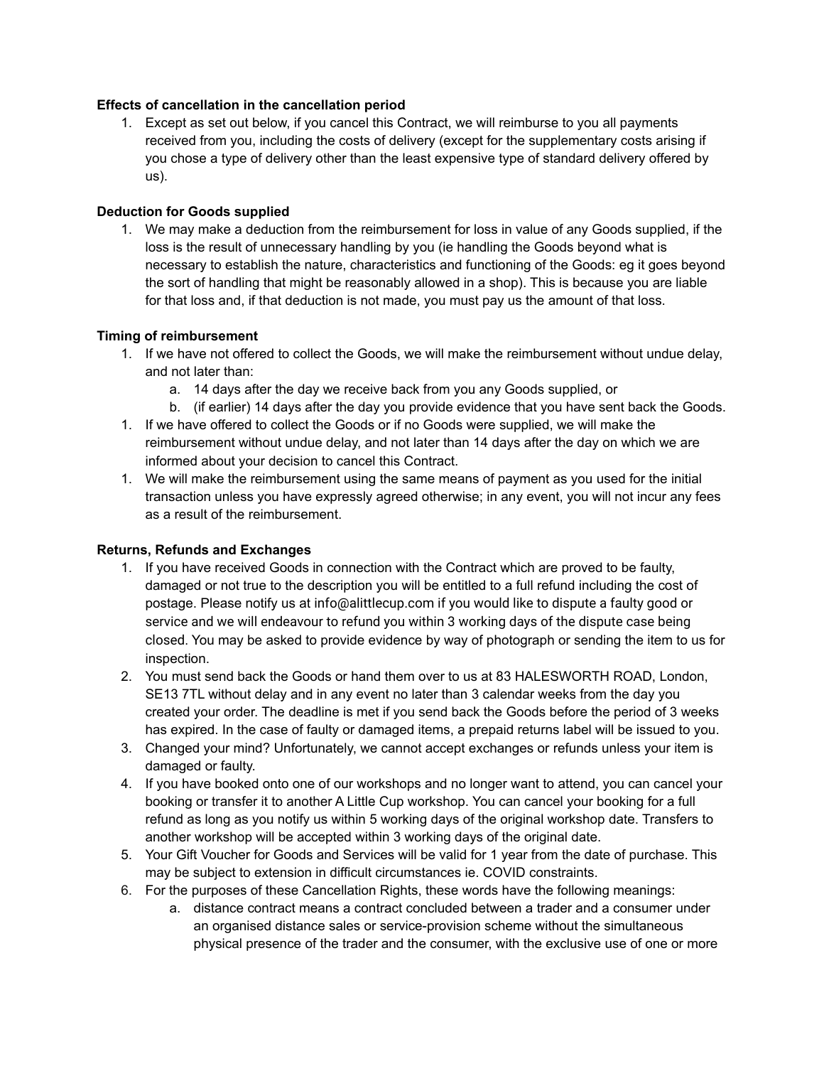**Effects of cancellation in the cancellation period**

1. Except as set out below, if you cancel this Contract, we will reimburse to you all payments received from you, including the costs of delivery (except for the supplementary costs arising if you chose a type of delivery other than the least expensive type of standard delivery offered by us).

**Deduction for Goods supplied**

1. We may make a deduction from the reimbursement for loss in value of any Goods supplied, if the loss is the result of unnecessary handling by you (ie handling the Goods beyond what is necessary to establish the nature, characteristics and functioning of the Goods: eg it goes beyond the sort of handling that might be reasonably allowed in a shop). This is because you are liable for that loss and, if that deduction is not made, you must pay us the amount of that loss.

**Timing of reimbursement**

1. If we have not offered to collect the Goods, we will make the reimbursement without undue delay, and not later than:
    a. 14 days after the day we receive back from you any Goods supplied, or
    b. (if earlier) 14 days after the day you provide evidence that you have sent back the Goods.
1. If we have offered to collect the Goods or if no Goods were supplied, we will make the reimbursement without undue delay, and not later than 14 days after the day on which we are informed about your decision to cancel this Contract.
1. We will make the reimbursement using the same means of payment as you used for the initial transaction unless you have expressly agreed otherwise; in any event, you will not incur any fees as a result of the reimbursement.

**Returns, Refunds and Exchanges**

1. If you have received Goods in connection with the Contract which are proved to be faulty, damaged or not true to the description you will be entitled to a full refund including the cost of postage. Please notify us at info@alittlecup.com if you would like to dispute a faulty good or service and we will endeavour to refund you within 3 working days of the dispute case being closed. You may be asked to provide evidence by way of photograph or sending the item to us for inspection.
2. You must send back the Goods or hand them over to us at 83 HALESWORTH ROAD, London, SE13 7TL without delay and in any event no later than 3 calendar weeks from the day you created your order. The deadline is met if you send back the Goods before the period of 3 weeks has expired. In the case of faulty or damaged items, a prepaid returns label will be issued to you.
3. Changed your mind? Unfortunately, we cannot accept exchanges or refunds unless your item is damaged or faulty.
4. If you have booked onto one of our workshops and no longer want to attend, you can cancel your booking or transfer it to another A Little Cup workshop. You can cancel your booking for a full refund as long as you notify us within 5 working days of the original workshop date. Transfers to another workshop will be accepted within 3 working days of the original date.
5. Your Gift Voucher for Goods and Services will be valid for 1 year from the date of purchase. This may be subject to extension in difficult circumstances ie. COVID constraints.
6. For the purposes of these Cancellation Rights, these words have the following meanings:
    a. distance contract means a contract concluded between a trader and a consumer under an organised distance sales or service-provision scheme without the simultaneous physical presence of the trader and the consumer, with the exclusive use of one or more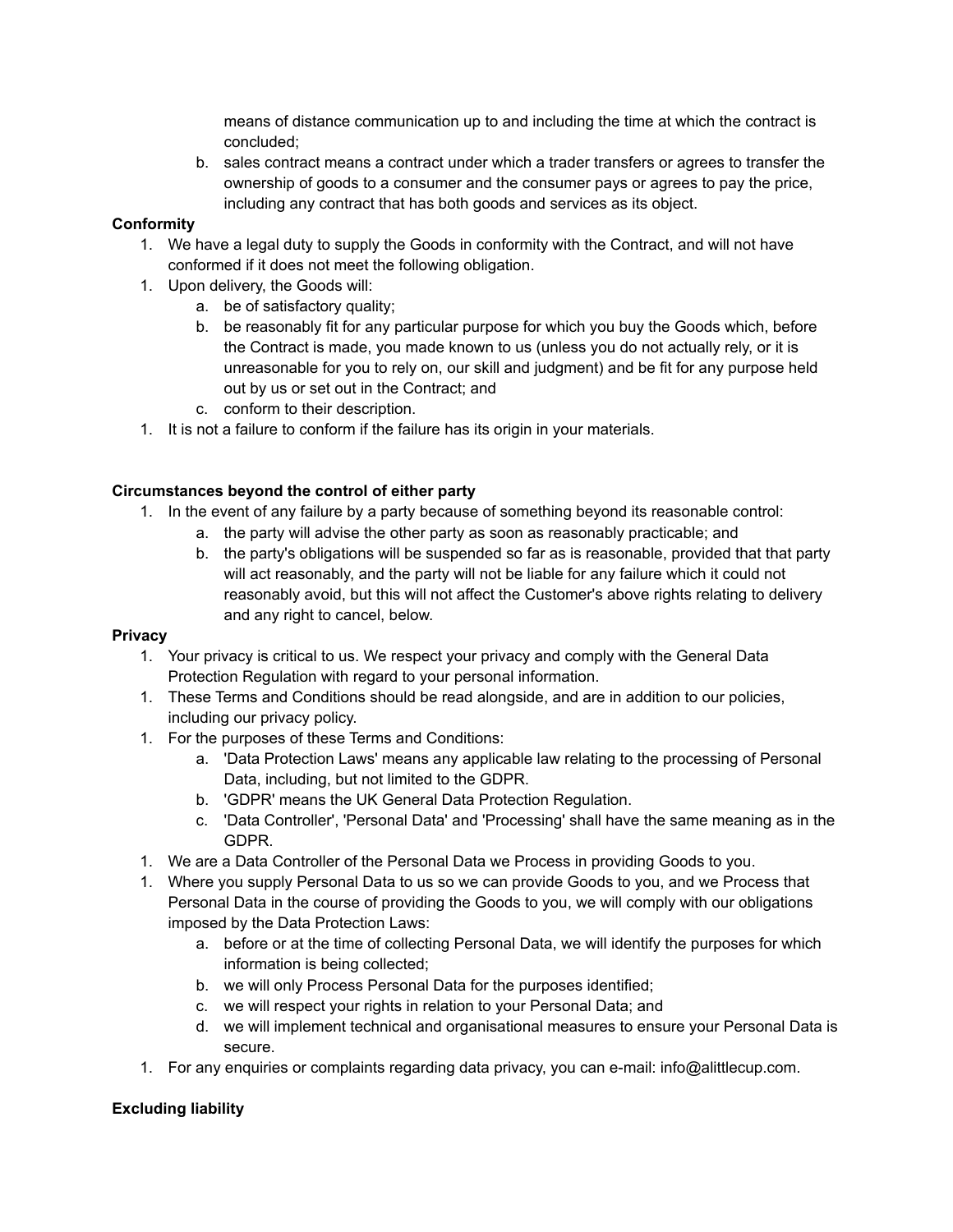means of distance communication up to and including the time at which the contract is concluded;

b. sales contract means a contract under which a trader transfers or agrees to transfer the ownership of goods to a consumer and the consumer pays or agrees to pay the price, including any contract that has both goods and services as its object.

**Conformity**

1. We have a legal duty to supply the Goods in conformity with the Contract, and will not have conformed if it does not meet the following obligation.
1. Upon delivery, the Goods will:
    a. be of satisfactory quality;
    b. be reasonably fit for any particular purpose for which you buy the Goods which, before the Contract is made, you made known to us (unless you do not actually rely, or it is unreasonable for you to rely on, our skill and judgment) and be fit for any purpose held out by us or set out in the Contract; and
    c. conform to their description.
1. It is not a failure to conform if the failure has its origin in your materials.

**Circumstances beyond the control of either party**

1. In the event of any failure by a party because of something beyond its reasonable control:
    a. the party will advise the other party as soon as reasonably practicable; and
    b. the party's obligations will be suspended so far as is reasonable, provided that that party will act reasonably, and the party will not be liable for any failure which it could not reasonably avoid, but this will not affect the Customer's above rights relating to delivery and any right to cancel, below.

**Privacy**

1. Your privacy is critical to us. We respect your privacy and comply with the General Data Protection Regulation with regard to your personal information.
1. These Terms and Conditions should be read alongside, and are in addition to our policies, including our privacy policy.
1. For the purposes of these Terms and Conditions:
    a. 'Data Protection Laws' means any applicable law relating to the processing of Personal Data, including, but not limited to the GDPR.
    b. 'GDPR' means the UK General Data Protection Regulation.
    c. 'Data Controller', 'Personal Data' and 'Processing' shall have the same meaning as in the GDPR.
1. We are a Data Controller of the Personal Data we Process in providing Goods to you.
1. Where you supply Personal Data to us so we can provide Goods to you, and we Process that Personal Data in the course of providing the Goods to you, we will comply with our obligations imposed by the Data Protection Laws:
    a. before or at the time of collecting Personal Data, we will identify the purposes for which information is being collected;
    b. we will only Process Personal Data for the purposes identified;
    c. we will respect your rights in relation to your Personal Data; and
    d. we will implement technical and organisational measures to ensure your Personal Data is secure.
1. For any enquiries or complaints regarding data privacy, you can e-mail: info@alittlecup.com.

**Excluding liability**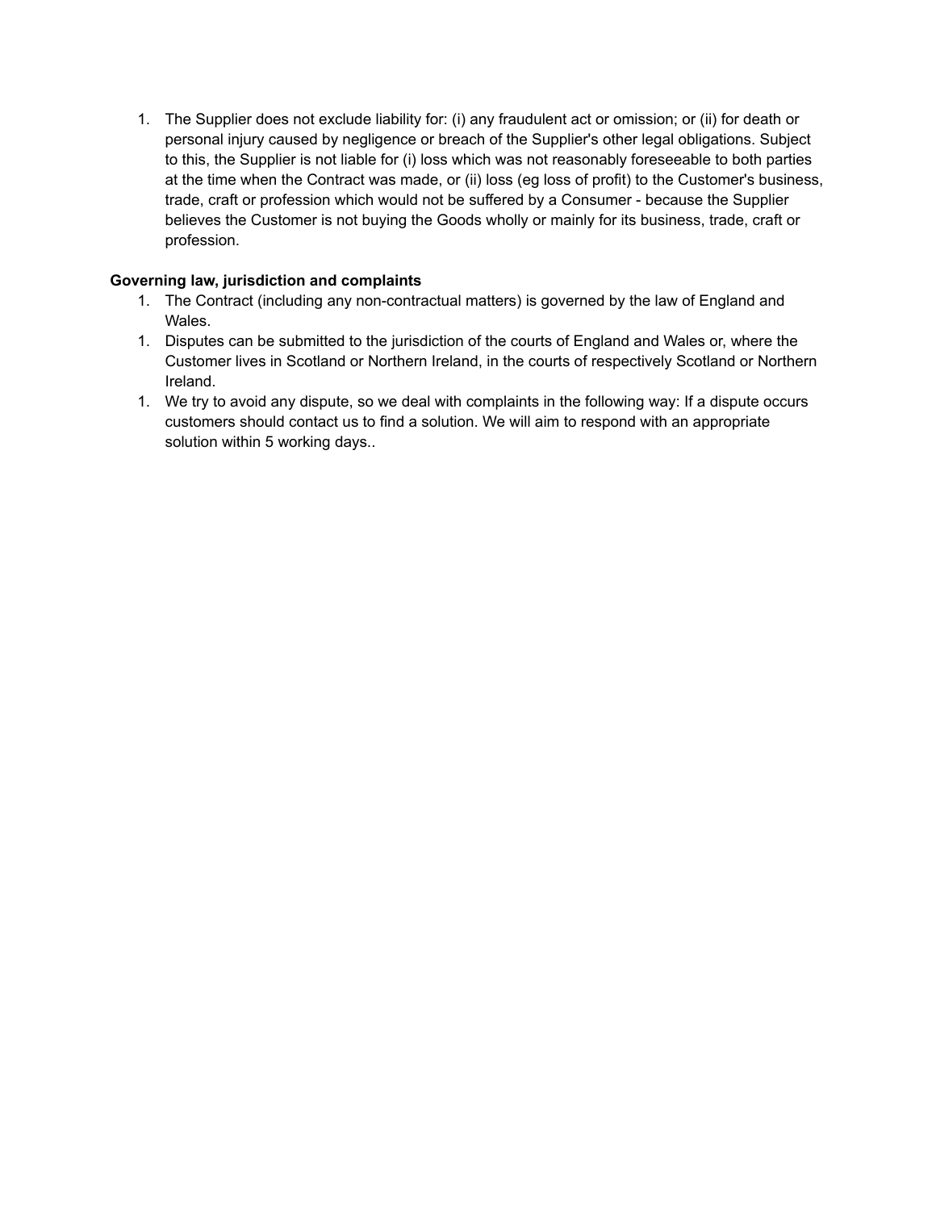1. The Supplier does not exclude liability for: (i) any fraudulent act or omission; or (ii) for death or personal injury caused by negligence or breach of the Supplier's other legal obligations. Subject to this, the Supplier is not liable for (i) loss which was not reasonably foreseeable to both parties at the time when the Contract was made, or (ii) loss (eg loss of profit) to the Customer's business, trade, craft or profession which would not be suffered by a Consumer - because the Supplier believes the Customer is not buying the Goods wholly or mainly for its business, trade, craft or profession.

**Governing law, jurisdiction and complaints**

1. The Contract (including any non-contractual matters) is governed by the law of England and Wales.
1. Disputes can be submitted to the jurisdiction of the courts of England and Wales or, where the Customer lives in Scotland or Northern Ireland, in the courts of respectively Scotland or Northern Ireland.
1. We try to avoid any dispute, so we deal with complaints in the following way: If a dispute occurs customers should contact us to find a solution. We will aim to respond with an appropriate solution within 5 working days..